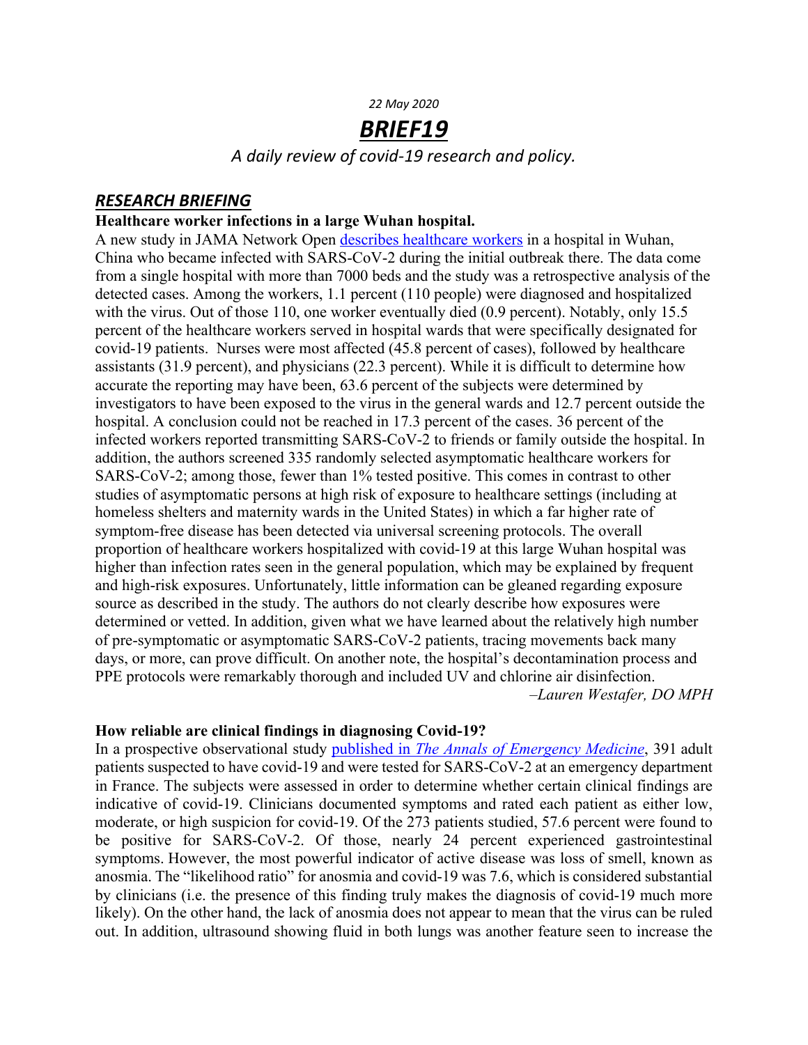*22 May 2020*

# ***BRIEF19***

*A daily review of covid-19 research and policy.*

## ***RESEARCH BRIEFING***

**Healthcare worker infections in a large Wuhan hospital.**

A new study in JAMA Network Open [describes healthcare workers](#) in a hospital in Wuhan, China who became infected with SARS-CoV-2 during the initial outbreak there. The data come from a single hospital with more than 7000 beds and the study was a retrospective analysis of the detected cases. Among the workers, 1.1 percent (110 people) were diagnosed and hospitalized with the virus. Out of those 110, one worker eventually died (0.9 percent). Notably, only 15.5 percent of the healthcare workers served in hospital wards that were specifically designated for covid-19 patients. Nurses were most affected (45.8 percent of cases), followed by healthcare assistants (31.9 percent), and physicians (22.3 percent). While it is difficult to determine how accurate the reporting may have been, 63.6 percent of the subjects were determined by investigators to have been exposed to the virus in the general wards and 12.7 percent outside the hospital. A conclusion could not be reached in 17.3 percent of the cases. 36 percent of the infected workers reported transmitting SARS-CoV-2 to friends or family outside the hospital. In addition, the authors screened 335 randomly selected asymptomatic healthcare workers for SARS-CoV-2; among those, fewer than 1% tested positive. This comes in contrast to other studies of asymptomatic persons at high risk of exposure to healthcare settings (including at homeless shelters and maternity wards in the United States) in which a far higher rate of symptom-free disease has been detected via universal screening protocols. The overall proportion of healthcare workers hospitalized with covid-19 at this large Wuhan hospital was higher than infection rates seen in the general population, which may be explained by frequent and high-risk exposures. Unfortunately, little information can be gleaned regarding exposure source as described in the study. The authors do not clearly describe how exposures were determined or vetted. In addition, given what we have learned about the relatively high number of pre-symptomatic or asymptomatic SARS-CoV-2 patients, tracing movements back many days, or more, can prove difficult. On another note, the hospital's decontamination process and PPE protocols were remarkably thorough and included UV and chlorine air disinfection.

*–Lauren Westafer, DO MPH*

**How reliable are clinical findings in diagnosing Covid-19?**

In a prospective observational study [published in *The Annals of Emergency Medicine*](#), 391 adult patients suspected to have covid-19 and were tested for SARS-CoV-2 at an emergency department in France. The subjects were assessed in order to determine whether certain clinical findings are indicative of covid-19. Clinicians documented symptoms and rated each patient as either low, moderate, or high suspicion for covid-19. Of the 273 patients studied, 57.6 percent were found to be positive for SARS-CoV-2. Of those, nearly 24 percent experienced gastrointestinal symptoms. However, the most powerful indicator of active disease was loss of smell, known as anosmia. The "likelihood ratio" for anosmia and covid-19 was 7.6, which is considered substantial by clinicians (i.e. the presence of this finding truly makes the diagnosis of covid-19 much more likely). On the other hand, the lack of anosmia does not appear to mean that the virus can be ruled out. In addition, ultrasound showing fluid in both lungs was another feature seen to increase the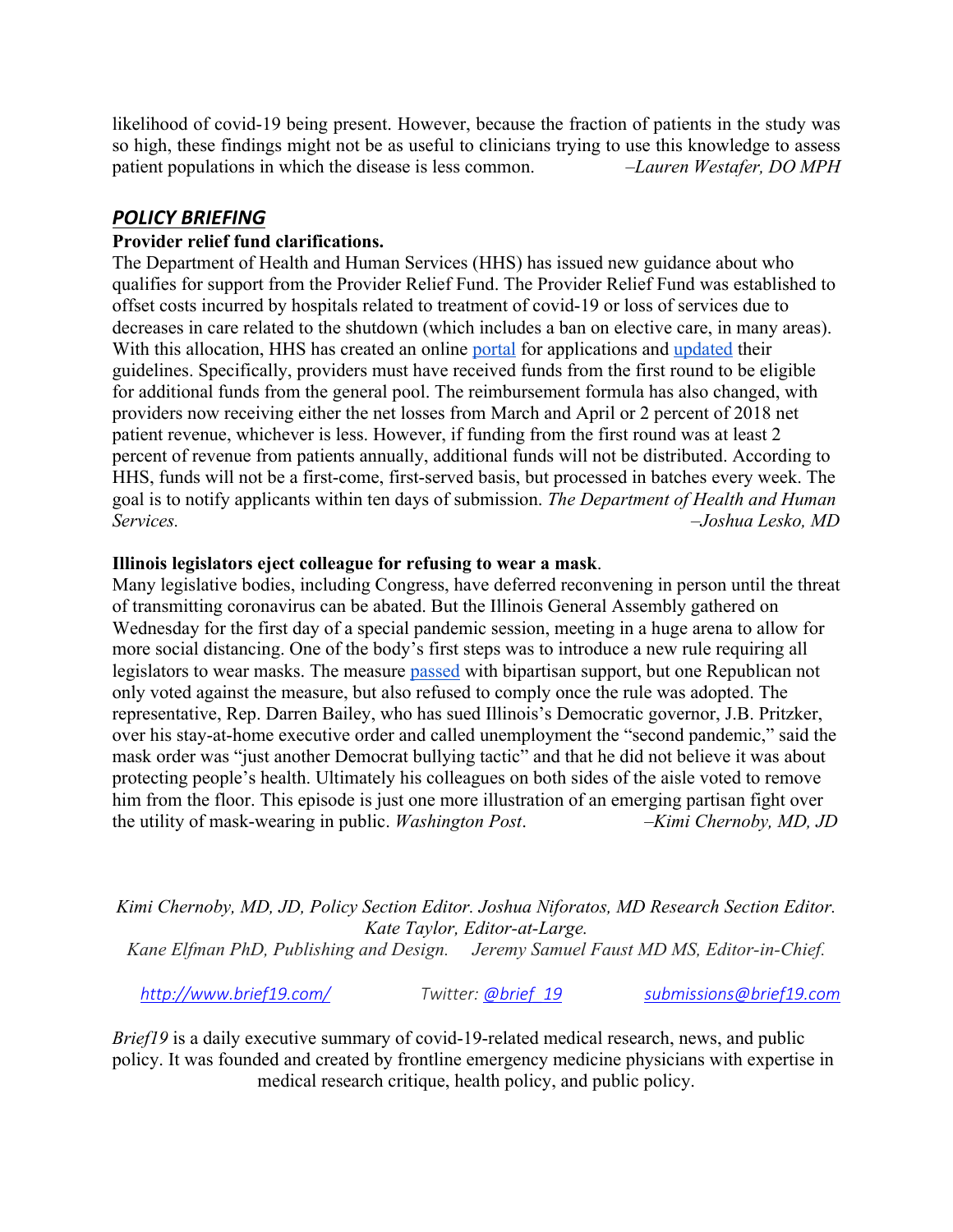likelihood of covid-19 being present. However, because the fraction of patients in the study was so high, these findings might not be as useful to clinicians trying to use this knowledge to assess patient populations in which the disease is less common. *–Lauren Westafer, DO MPH*

## *POLICY BRIEFING*

**Provider relief fund clarifications.**

The Department of Health and Human Services (HHS) has issued new guidance about who qualifies for support from the Provider Relief Fund. The Provider Relief Fund was established to offset costs incurred by hospitals related to treatment of covid-19 or loss of services due to decreases in care related to the shutdown (which includes a ban on elective care, in many areas). With this allocation, HHS has created an online portal for applications and updated their guidelines. Specifically, providers must have received funds from the first round to be eligible for additional funds from the general pool. The reimbursement formula has also changed, with providers now receiving either the net losses from March and April or 2 percent of 2018 net patient revenue, whichever is less. However, if funding from the first round was at least 2 percent of revenue from patients annually, additional funds will not be distributed. According to HHS, funds will not be a first-come, first-served basis, but processed in batches every week. The goal is to notify applicants within ten days of submission. *The Department of Health and Human Services.* *–Joshua Lesko, MD*

**Illinois legislators eject colleague for refusing to wear a mask**.

Many legislative bodies, including Congress, have deferred reconvening in person until the threat of transmitting coronavirus can be abated. But the Illinois General Assembly gathered on Wednesday for the first day of a special pandemic session, meeting in a huge arena to allow for more social distancing. One of the body's first steps was to introduce a new rule requiring all legislators to wear masks. The measure passed with bipartisan support, but one Republican not only voted against the measure, but also refused to comply once the rule was adopted. The representative, Rep. Darren Bailey, who has sued Illinois's Democratic governor, J.B. Pritzker, over his stay-at-home executive order and called unemployment the "second pandemic," said the mask order was "just another Democrat bullying tactic" and that he did not believe it was about protecting people's health. Ultimately his colleagues on both sides of the aisle voted to remove him from the floor. This episode is just one more illustration of an emerging partisan fight over the utility of mask-wearing in public. *Washington Post*. *–Kimi Chernoby, MD, JD*

*Kimi Chernoby, MD, JD, Policy Section Editor. Joshua Niforatos, MD Research Section Editor. Kate Taylor, Editor-at-Large.*
*Kane Elfman PhD, Publishing and Design. Jeremy Samuel Faust MD MS, Editor-in-Chief.*

http://www.brief19.com/ Twitter: @brief_19 submissions@brief19.com

*Brief19* is a daily executive summary of covid-19-related medical research, news, and public policy. It was founded and created by frontline emergency medicine physicians with expertise in medical research critique, health policy, and public policy.